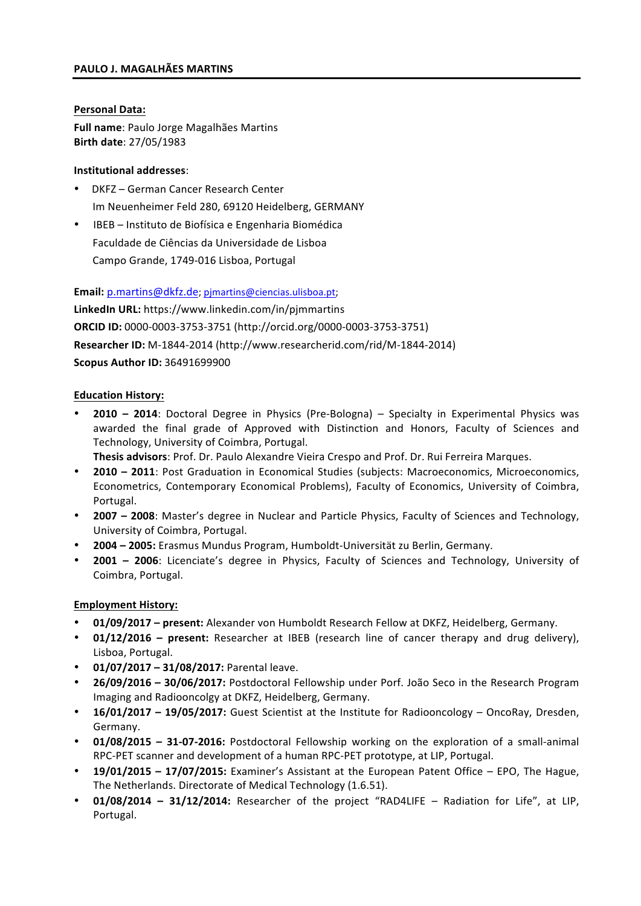**PAULO J. MAGALHÃES MARTINS**

**Personal Data:**

**Full name**: Paulo Jorge Magalhães Martins
**Birth date**: 27/05/1983

**Institutional addresses**:

- DKFZ – German Cancer Research Center
  Im Neuenheimer Feld 280, 69120 Heidelberg, GERMANY
- IBEB – Instituto de Biofísica e Engenharia Biomédica
  Faculdade de Ciências da Universidade de Lisboa
  Campo Grande, 1749-016 Lisboa, Portugal

**Email:** p.martins@dkfz.de; pjmartins@ciencias.ulisboa.pt;
**LinkedIn URL:** https://www.linkedin.com/in/pjmmartins
**ORCID ID:** 0000-0003-3753-3751 (http://orcid.org/0000-0003-3753-3751)
**Researcher ID:** M-1844-2014 (http://www.researcherid.com/rid/M-1844-2014)
**Scopus Author ID:** 36491699900

**Education History:**

- **2010 – 2014**: Doctoral Degree in Physics (Pre-Bologna) – Specialty in Experimental Physics was awarded the final grade of Approved with Distinction and Honors, Faculty of Sciences and Technology, University of Coimbra, Portugal.
  **Thesis advisors**: Prof. Dr. Paulo Alexandre Vieira Crespo and Prof. Dr. Rui Ferreira Marques.
- **2010 – 2011**: Post Graduation in Economical Studies (subjects: Macroeconomics, Microeconomics, Econometrics, Contemporary Economical Problems), Faculty of Economics, University of Coimbra, Portugal.
- **2007 – 2008**: Master's degree in Nuclear and Particle Physics, Faculty of Sciences and Technology, University of Coimbra, Portugal.
- **2004 – 2005:** Erasmus Mundus Program, Humboldt-Universität zu Berlin, Germany.
- **2001 – 2006**: Licenciate's degree in Physics, Faculty of Sciences and Technology, University of Coimbra, Portugal.

**Employment History:**

- **01/09/2017 – present:** Alexander von Humboldt Research Fellow at DKFZ, Heidelberg, Germany.
- **01/12/2016 – present:** Researcher at IBEB (research line of cancer therapy and drug delivery), Lisboa, Portugal.
- **01/07/2017 – 31/08/2017:** Parental leave.
- **26/09/2016 – 30/06/2017:** Postdoctoral Fellowship under Porf. João Seco in the Research Program Imaging and Radiooncolgy at DKFZ, Heidelberg, Germany.
- **16/01/2017 – 19/05/2017:** Guest Scientist at the Institute for Radiooncology – OncoRay, Dresden, Germany.
- **01/08/2015 – 31-07-2016:** Postdoctoral Fellowship working on the exploration of a small-animal RPC-PET scanner and development of a human RPC-PET prototype, at LIP, Portugal.
- **19/01/2015 – 17/07/2015:** Examiner's Assistant at the European Patent Office – EPO, The Hague, The Netherlands. Directorate of Medical Technology (1.6.51).
- **01/08/2014 – 31/12/2014:** Researcher of the project "RAD4LIFE – Radiation for Life", at LIP, Portugal.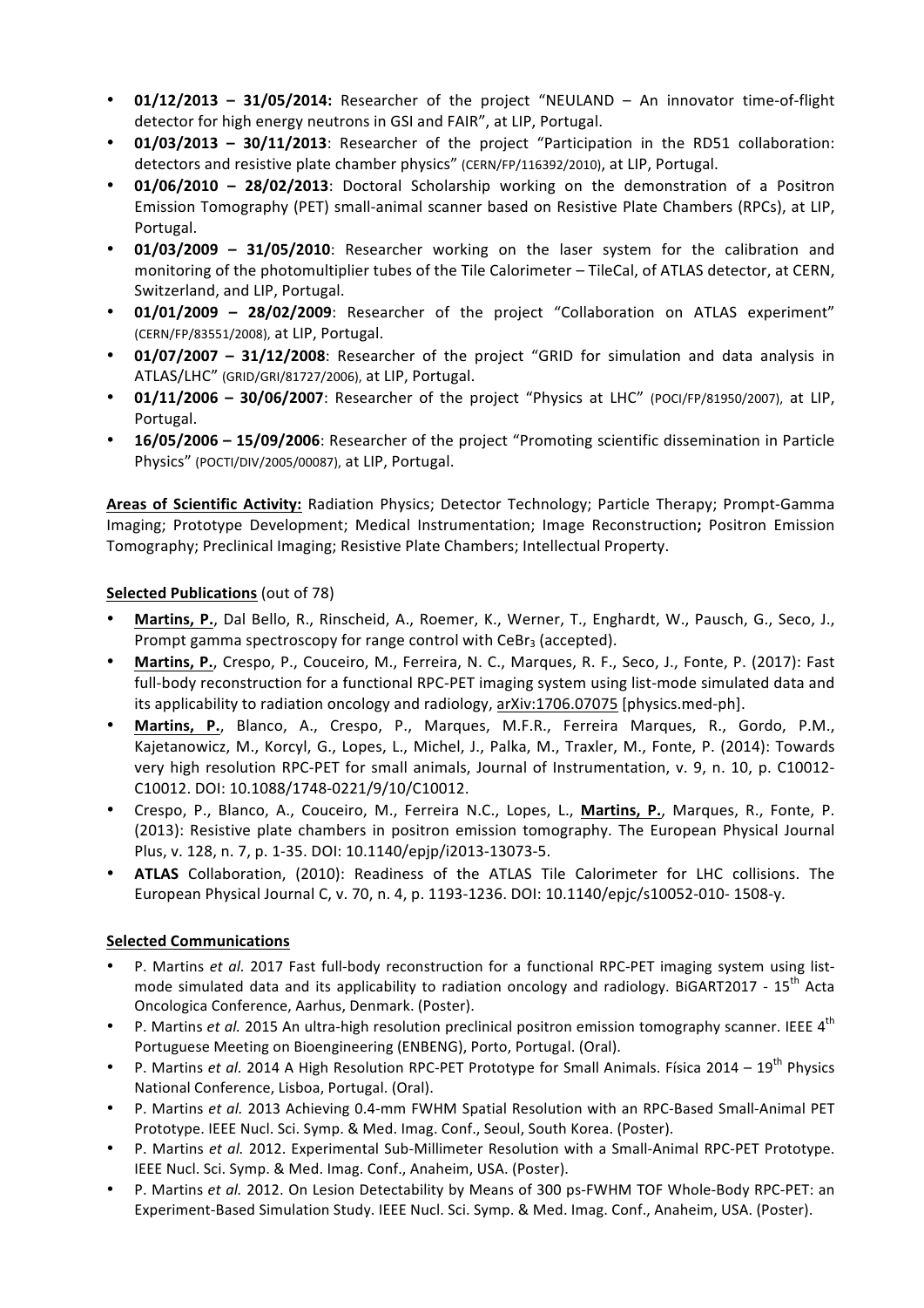- **01/12/2013 – 31/05/2014:** Researcher of the project "NEULAND – An innovator time-of-flight detector for high energy neutrons in GSI and FAIR", at LIP, Portugal.
- **01/03/2013 – 30/11/2013**: Researcher of the project "Participation in the RD51 collaboration: detectors and resistive plate chamber physics" (CERN/FP/116392/2010), at LIP, Portugal.
- **01/06/2010 – 28/02/2013**: Doctoral Scholarship working on the demonstration of a Positron Emission Tomography (PET) small-animal scanner based on Resistive Plate Chambers (RPCs), at LIP, Portugal.
- **01/03/2009 – 31/05/2010**: Researcher working on the laser system for the calibration and monitoring of the photomultiplier tubes of the Tile Calorimeter – TileCal, of ATLAS detector, at CERN, Switzerland, and LIP, Portugal.
- **01/01/2009 – 28/02/2009**: Researcher of the project "Collaboration on ATLAS experiment" (CERN/FP/83551/2008), at LIP, Portugal.
- **01/07/2007 – 31/12/2008**: Researcher of the project "GRID for simulation and data analysis in ATLAS/LHC" (GRID/GRI/81727/2006), at LIP, Portugal.
- **01/11/2006 – 30/06/2007**: Researcher of the project "Physics at LHC" (POCI/FP/81950/2007), at LIP, Portugal.
- **16/05/2006 – 15/09/2006**: Researcher of the project "Promoting scientific dissemination in Particle Physics" (POCTI/DIV/2005/00087), at LIP, Portugal.

**Areas of Scientific Activity:** Radiation Physics; Detector Technology; Particle Therapy; Prompt-Gamma Imaging; Prototype Development; Medical Instrumentation; Image Reconstruction**;** Positron Emission Tomography; Preclinical Imaging; Resistive Plate Chambers; Intellectual Property.

**Selected Publications** (out of 78)

- **Martins, P.**, Dal Bello, R., Rinscheid, A., Roemer, K., Werner, T., Enghardt, W., Pausch, G., Seco, J., Prompt gamma spectroscopy for range control with $CeBr_3$ (accepted).
- **Martins, P.**, Crespo, P., Couceiro, M., Ferreira, N. C., Marques, R. F., Seco, J., Fonte, P. (2017): Fast full-body reconstruction for a functional RPC-PET imaging system using list-mode simulated data and its applicability to radiation oncology and radiology, arXiv:1706.07075 [physics.med-ph].
- **Martins, P.**, Blanco, A., Crespo, P., Marques, M.F.R., Ferreira Marques, R., Gordo, P.M., Kajetanowicz, M., Korcyl, G., Lopes, L., Michel, J., Palka, M., Traxler, M., Fonte, P. (2014): Towards very high resolution RPC-PET for small animals, Journal of Instrumentation, v. 9, n. 10, p. C10012-C10012. DOI: 10.1088/1748-0221/9/10/C10012.
- Crespo, P., Blanco, A., Couceiro, M., Ferreira N.C., Lopes, L., **Martins, P.**, Marques, R., Fonte, P. (2013): Resistive plate chambers in positron emission tomography. The European Physical Journal Plus, v. 128, n. 7, p. 1-35. DOI: 10.1140/epjp/i2013-13073-5.
- **ATLAS** Collaboration, (2010): Readiness of the ATLAS Tile Calorimeter for LHC collisions. The European Physical Journal C, v. 70, n. 4, p. 1193-1236. DOI: 10.1140/epjc/s10052-010- 1508-y.

**Selected Communications**

- P. Martins *et al.* 2017 Fast full-body reconstruction for a functional RPC-PET imaging system using list-mode simulated data and its applicability to radiation oncology and radiology. BiGART2017 - 15[th] Acta Oncologica Conference, Aarhus, Denmark. (Poster).
- P. Martins *et al.* 2015 An ultra-high resolution preclinical positron emission tomography scanner. IEEE 4[th] Portuguese Meeting on Bioengineering (ENBENG), Porto, Portugal. (Oral).
- P. Martins *et al.* 2014 A High Resolution RPC-PET Prototype for Small Animals. Física 2014 – 19[th] Physics National Conference, Lisboa, Portugal. (Oral).
- P. Martins *et al.* 2013 Achieving 0.4-mm FWHM Spatial Resolution with an RPC-Based Small-Animal PET Prototype. IEEE Nucl. Sci. Symp. & Med. Imag. Conf., Seoul, South Korea. (Poster).
- P. Martins *et al.* 2012. Experimental Sub-Millimeter Resolution with a Small-Animal RPC-PET Prototype. IEEE Nucl. Sci. Symp. & Med. Imag. Conf., Anaheim, USA. (Poster).
- P. Martins *et al.* 2012. On Lesion Detectability by Means of 300 ps-FWHM TOF Whole-Body RPC-PET: an Experiment-Based Simulation Study. IEEE Nucl. Sci. Symp. & Med. Imag. Conf., Anaheim, USA. (Poster).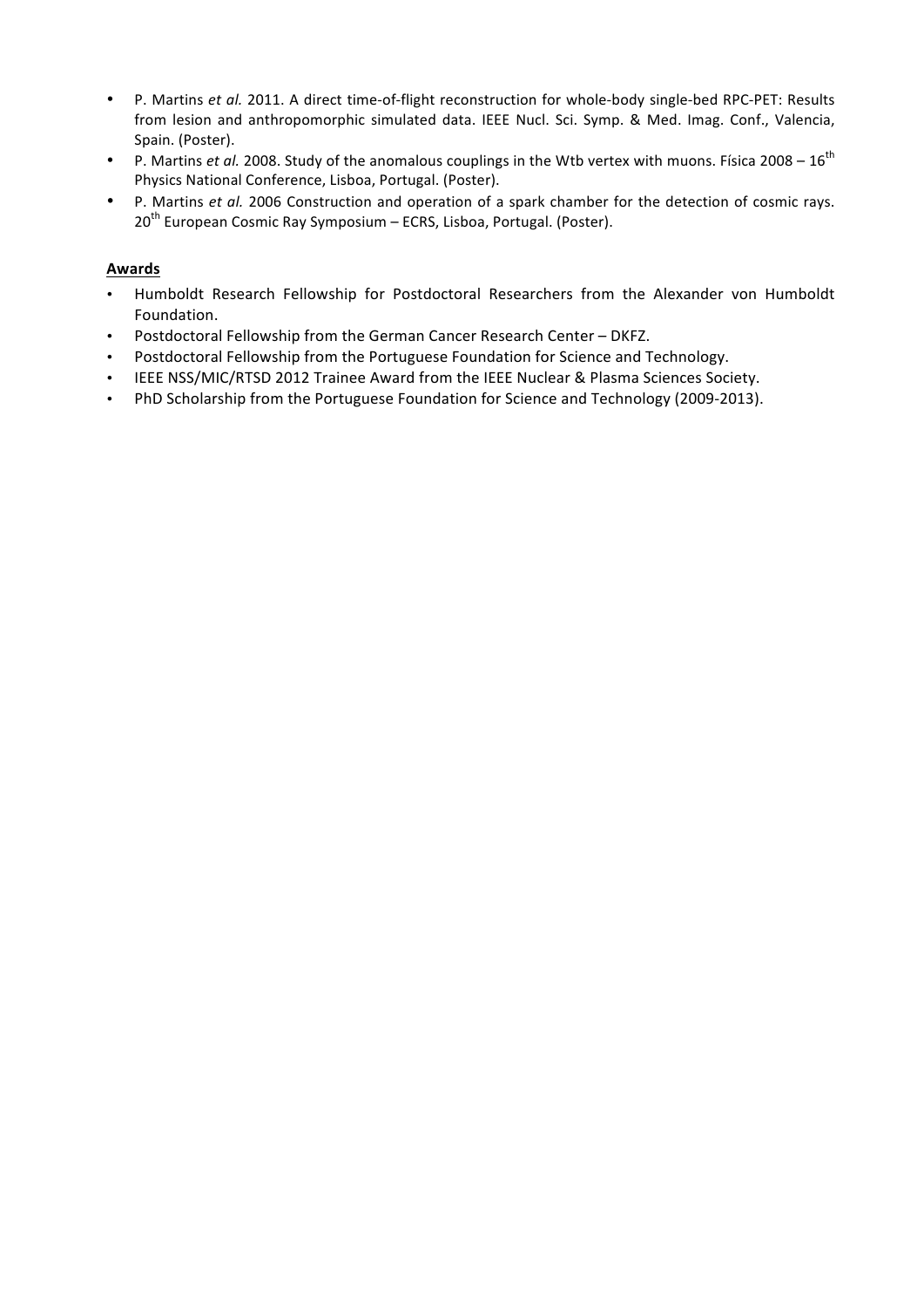- P. Martins *et al.* 2011. A direct time-of-flight reconstruction for whole-body single-bed RPC-PET: Results from lesion and anthropomorphic simulated data. IEEE Nucl. Sci. Symp. & Med. Imag. Conf., Valencia, Spain. (Poster).
- P. Martins *et al.* 2008. Study of the anomalous couplings in the Wtb vertex with muons. Física 2008 – 16$^{th}$ Physics National Conference, Lisboa, Portugal. (Poster).
- P. Martins *et al.* 2006 Construction and operation of a spark chamber for the detection of cosmic rays. 20$^{th}$ European Cosmic Ray Symposium – ECRS, Lisboa, Portugal. (Poster).

**Awards**

- Humboldt Research Fellowship for Postdoctoral Researchers from the Alexander von Humboldt Foundation.
- Postdoctoral Fellowship from the German Cancer Research Center – DKFZ.
- Postdoctoral Fellowship from the Portuguese Foundation for Science and Technology.
- IEEE NSS/MIC/RTSD 2012 Trainee Award from the IEEE Nuclear & Plasma Sciences Society.
- PhD Scholarship from the Portuguese Foundation for Science and Technology (2009-2013).